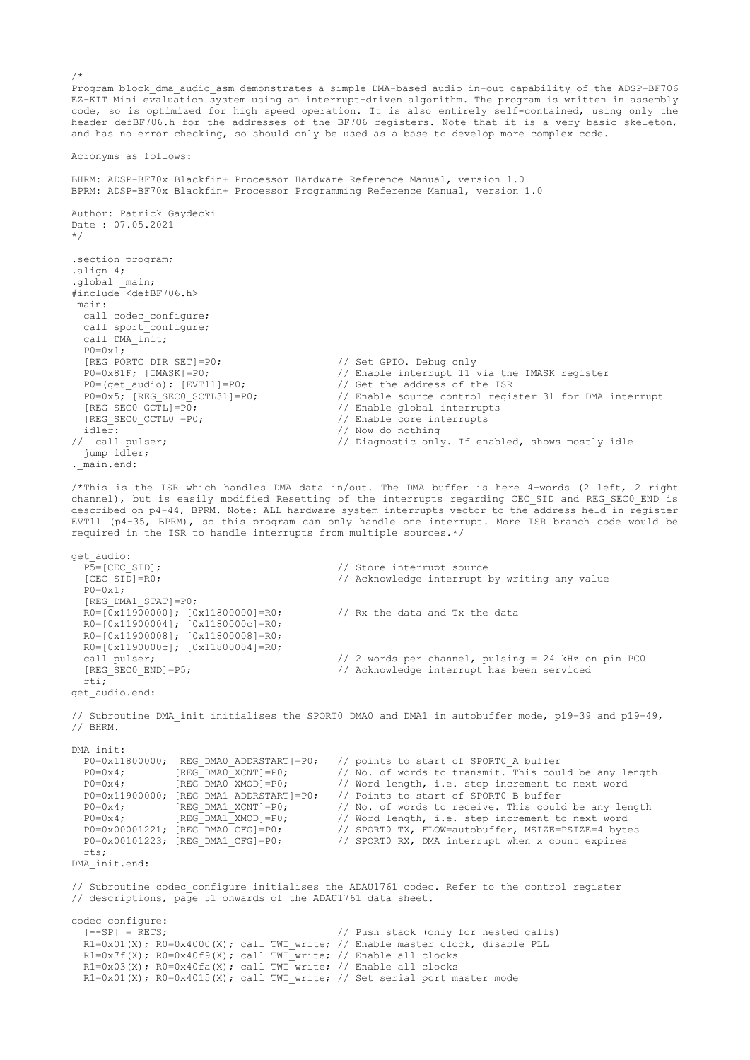```
/*
Program block_dma_audio_asm demonstrates a simple DMA-based audio in-out capability of the ADSP-BF706
EZ-KIT Mini evaluation system using an interrupt-driven algorithm. The program is written in assembly
code, so is optimized for high speed operation. It is also entirely self-contained, using only the
header defBF706.h for the addresses of the BF706 registers. Note that it is a very basic skeleton,
and has no error checking, so should only be used as a base to develop more complex code.

Acronyms as follows:

BHRM: ADSP-BF70x Blackfin+ Processor Hardware Reference Manual, version 1.0
BPRM: ADSP-BF70x Blackfin+ Processor Programming Reference Manual, version 1.0

Author: Patrick Gaydecki
Date : 07.05.2021
*/

.section program;
.align 4;
.global _main;
#include <defBF706.h>
_main:
  call codec_configure;
  call sport_configure;
  call DMA_init;
  P0=0x1;
  [REG_PORTC_DIR_SET]=P0;                  // Set GPIO. Debug only
  P0=0x81F; [IMASK]=P0;                    // Enable interrupt 11 via the IMASK register
  P0=(get_audio); [EVT11]=P0;              // Get the address of the ISR
  P0=0x5; [REG_SEC0_SCTL31]=P0;            // Enable source control register 31 for DMA interrupt
  [REG_SEC0_GCTL]=P0;                      // Enable global interrupts
  [REG_SEC0_CCTL0]=P0;                     // Enable core interrupts
  idler:                                   // Now do nothing
//  call pulser;                           // Diagnostic only. If enabled, shows mostly idle
  jump idler;
._main.end:

/*This is the ISR which handles DMA data in/out. The DMA buffer is here 4-words (2 left, 2 right
channel), but is easily modified Resetting of the interrupts regarding CEC_SID and REG_SEC0_END is
described on p4-44, BPRM. Note: ALL hardware system interrupts vector to the address held in register
EVT11 (p4-35, BPRM), so this program can only handle one interrupt. More ISR branch code would be
required in the ISR to handle interrupts from multiple sources.*/

get_audio:
  P5=[CEC_SID];                            // Store interrupt source
  [CEC_SID]=R0;                            // Acknowledge interrupt by writing any value
  P0=0x1;
  [REG_DMA1_STAT]=P0;
  R0=[0x11900000]; [0x11800000]=R0;        // Rx the data and Tx the data
  R0=[0x11900004]; [0x1180000c]=R0;
  R0=[0x11900008]; [0x11800008]=R0;
  R0=[0x1190000c]; [0x11800004]=R0;
  call pulser;                             // 2 words per channel, pulsing = 24 kHz on pin PC0
  [REG_SEC0_END]=P5;                       // Acknowledge interrupt has been serviced
  rti;
get_audio.end:

// Subroutine DMA_init initialises the SPORT0 DMA0 and DMA1 in autobuffer mode, p19-39 and p19-49,
// BHRM.

DMA_init:
  P0=0x11800000; [REG_DMA0_ADDRSTART]=P0;  // points to start of SPORT0_A buffer
  P0=0x4;        [REG_DMA0_XCNT]=P0;       // No. of words to transmit. This could be any length
  P0=0x4;        [REG_DMA0_XMOD]=P0;       // Word length, i.e. step increment to next word
  P0=0x11900000; [REG_DMA1_ADDRSTART]=P0;  // Points to start of SPORT0_B buffer
  P0=0x4;        [REG_DMA1_XCNT]=P0;       // No. of words to receive. This could be any length
  P0=0x4;        [REG_DMA1_XMOD]=P0;       // Word length, i.e. step increment to next word
  P0=0x00001221; [REG_DMA0_CFG]=P0;        // SPORT0 TX, FLOW=autobuffer, MSIZE=PSIZE=4 bytes
  P0=0x00101223; [REG_DMA1_CFG]=P0;        // SPORT0 RX, DMA interrupt when x count expires
  rts;
DMA_init.end:

// Subroutine codec_configure initialises the ADAU1761 codec. Refer to the control register
// descriptions, page 51 onwards of the ADAU1761 data sheet.

codec_configure:
  [--SP] = RETS;                           // Push stack (only for nested calls)
  R1=0x01(X); R0=0x4000(X); call TWI_write; // Enable master clock, disable PLL
  R1=0x7f(X); R0=0x40f9(X); call TWI_write; // Enable all clocks
  R1=0x03(X); R0=0x40fa(X); call TWI_write; // Enable all clocks
  R1=0x01(X); R0=0x4015(X); call TWI_write; // Set serial port master mode
```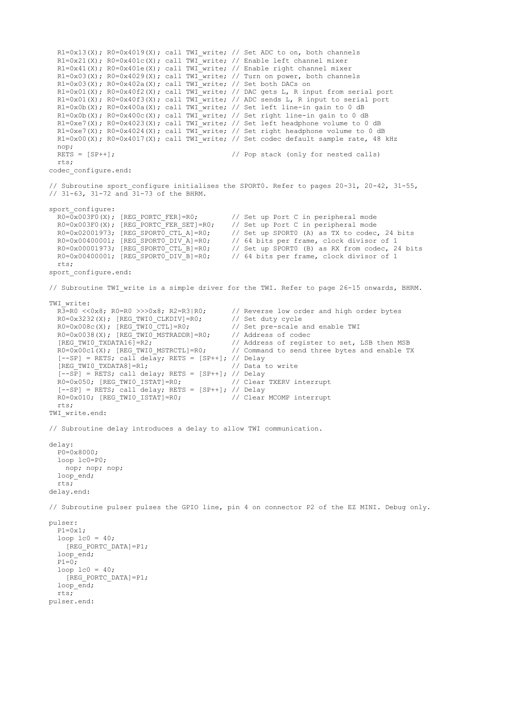```
  R1=0x13(X); R0=0x4019(X); call TWI_write; // Set ADC to on, both channels
  R1=0x21(X); R0=0x401c(X); call TWI_write; // Enable left channel mixer
  R1=0x41(X); R0=0x401e(X); call TWI_write; // Enable right channel mixer
  R1=0x03(X); R0=0x4029(X); call TWI_write; // Turn on power, both channels
  R1=0x03(X); R0=0x402a(X); call TWI_write; // Set both DACs on
  R1=0x01(X); R0=0x40f2(X); call TWI_write; // DAC gets L, R input from serial port
  R1=0x01(X); R0=0x40f3(X); call TWI_write; // ADC sends L, R input to serial port
  R1=0x0b(X); R0=0x400a(X); call TWI_write; // Set left line-in gain to 0 dB
  R1=0x0b(X); R0=0x400c(X); call TWI_write; // Set right line-in gain to 0 dB
  R1=0xe7(X); R0=0x4023(X); call TWI_write; // Set left headphone volume to 0 dB
  R1=0xe7(X); R0=0x4024(X); call TWI_write; // Set right headphone volume to 0 dB
  R1=0x00(X); R0=0x4017(X); call TWI_write; // Set codec default sample rate, 48 kHz
  nop;
  RETS = [SP++];                            // Pop stack (only for nested calls)
  rts;
codec_configure.end:

// Subroutine sport_configure initialises the SPORT0. Refer to pages 20-31, 20-42, 31-55,
// 31-63, 31-72 and 31-73 of the BHRM.

sport_configure:
  R0=0x003F0(X); [REG_PORTC_FER]=R0;         // Set up Port C in peripheral mode
  R0=0x003F0(X); [REG_PORTC_FER_SET]=R0;     // Set up Port C in peripheral mode
  R0=0x02001973; [REG_SPORT0_CTL_A]=R0;      // Set up SPORT0 (A) as TX to codec, 24 bits
  R0=0x00400001; [REG_SPORT0_DIV_A]=R0;      // 64 bits per frame, clock divisor of 1
  R0=0x00001973; [REG_SPORT0_CTL_B]=R0;      // Set up SPORT0 (B) as RX from codec, 24 bits
  R0=0x00400001; [REG_SPORT0_DIV_B]=R0;      // 64 bits per frame, clock divisor of 1
  rts;
sport_configure.end:

// Subroutine TWI_write is a simple driver for the TWI. Refer to page 26-15 onwards, BHRM.

TWI_write:
  R3=R0 <<0x8; R0=R0 >>>0x8; R2=R3|R0;      // Reverse low order and high order bytes
  R0=0x3232(X); [REG_TWI0_CLKDIV]=R0;       // Set duty cycle
  R0=0x008c(X); [REG_TWI0_CTL]=R0;          // Set pre-scale and enable TWI
  R0=0x0038(X); [REG_TWI0_MSTRADDR]=R0;     // Address of codec
  [REG_TWI0_TXDATA16]=R2;                   // Address of register to set, LSB then MSB
  R0=0x00c1(X); [REG_TWI0_MSTRCTL]=R0;      // Command to send three bytes and enable TX
  [--SP] = RETS; call delay; RETS = [SP++]; // Delay
  [REG_TWI0_TXDATA8]=R1;                    // Data to write
  [--SP] = RETS; call delay; RETS = [SP++]; // Delay
  R0=0x050; [REG_TWI0_ISTAT]=R0;            // Clear TXERV interrupt
  [--SP] = RETS; call delay; RETS = [SP++]; // Delay
  R0=0x010; [REG_TWI0_ISTAT]=R0;            // Clear MCOMP interrupt
  rts;
TWI_write.end:

// Subroutine delay introduces a delay to allow TWI communication.

delay:
  P0=0x8000;
  loop lc0=P0;
    nop; nop; nop;
  loop_end;
  rts;
delay.end:

// Subroutine pulser pulses the GPIO line, pin 4 on connector P2 of the EZ MINI. Debug only.

pulser:
  P1=0x1;
  loop lc0 = 40;
    [REG_PORTC_DATA]=P1;
  loop_end;
  P1=0;
  loop lc0 = 40;
    [REG_PORTC_DATA]=P1;
  loop_end;
  rts;
pulser.end:
```